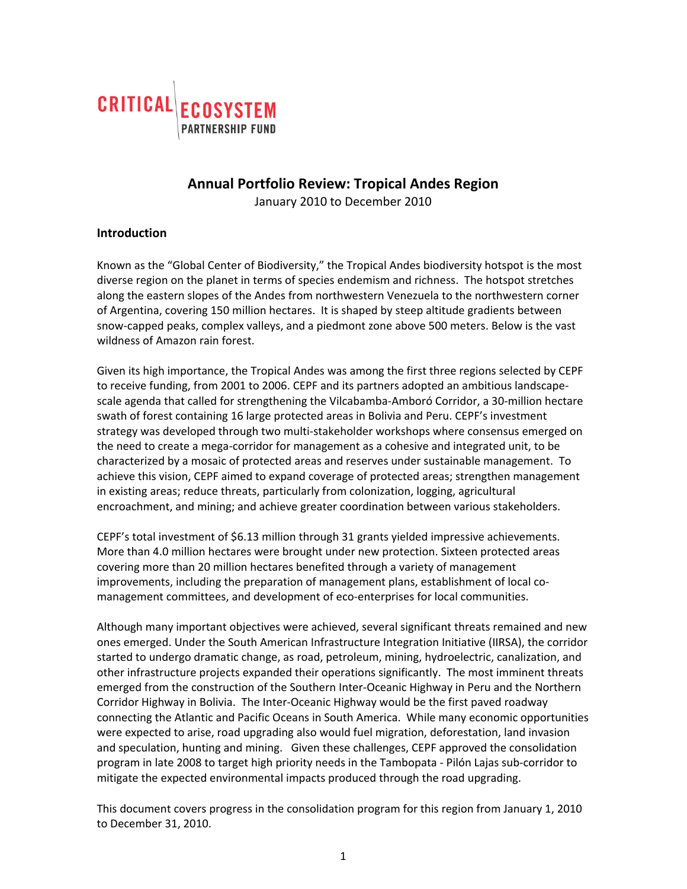CRITICAL ECOSYSTEM PARTNERSHIP FUND

# Annual Portfolio Review: Tropical Andes Region

January 2010 to December 2010

## Introduction

Known as the "Global Center of Biodiversity," the Tropical Andes biodiversity hotspot is the most diverse region on the planet in terms of species endemism and richness. The hotspot stretches along the eastern slopes of the Andes from northwestern Venezuela to the northwestern corner of Argentina, covering 150 million hectares. It is shaped by steep altitude gradients between snow-capped peaks, complex valleys, and a piedmont zone above 500 meters. Below is the vast wildness of Amazon rain forest.

Given its high importance, the Tropical Andes was among the first three regions selected by CEPF to receive funding, from 2001 to 2006. CEPF and its partners adopted an ambitious landscape-scale agenda that called for strengthening the Vilcabamba-Amboró Corridor, a 30-million hectare swath of forest containing 16 large protected areas in Bolivia and Peru. CEPF's investment strategy was developed through two multi-stakeholder workshops where consensus emerged on the need to create a mega-corridor for management as a cohesive and integrated unit, to be characterized by a mosaic of protected areas and reserves under sustainable management. To achieve this vision, CEPF aimed to expand coverage of protected areas; strengthen management in existing areas; reduce threats, particularly from colonization, logging, agricultural encroachment, and mining; and achieve greater coordination between various stakeholders.

CEPF's total investment of $6.13 million through 31 grants yielded impressive achievements. More than 4.0 million hectares were brought under new protection. Sixteen protected areas covering more than 20 million hectares benefited through a variety of management improvements, including the preparation of management plans, establishment of local co-management committees, and development of eco-enterprises for local communities.

Although many important objectives were achieved, several significant threats remained and new ones emerged. Under the South American Infrastructure Integration Initiative (IIRSA), the corridor started to undergo dramatic change, as road, petroleum, mining, hydroelectric, canalization, and other infrastructure projects expanded their operations significantly. The most imminent threats emerged from the construction of the Southern Inter-Oceanic Highway in Peru and the Northern Corridor Highway in Bolivia. The Inter-Oceanic Highway would be the first paved roadway connecting the Atlantic and Pacific Oceans in South America. While many economic opportunities were expected to arise, road upgrading also would fuel migration, deforestation, land invasion and speculation, hunting and mining. Given these challenges, CEPF approved the consolidation program in late 2008 to target high priority needs in the Tambopata - Pilón Lajas sub-corridor to mitigate the expected environmental impacts produced through the road upgrading.

This document covers progress in the consolidation program for this region from January 1, 2010 to December 31, 2010.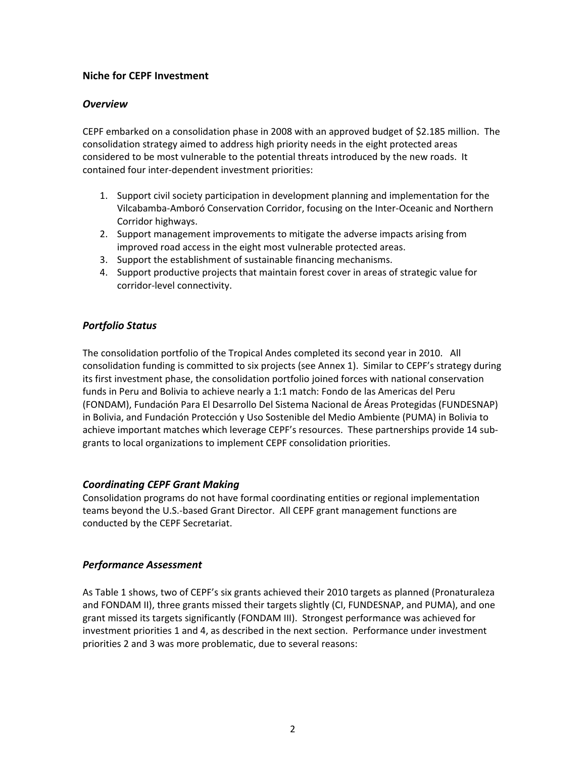## Niche for CEPF Investment

### *Overview*

CEPF embarked on a consolidation phase in 2008 with an approved budget of $2.185 million. The consolidation strategy aimed to address high priority needs in the eight protected areas considered to be most vulnerable to the potential threats introduced by the new roads. It contained four inter-dependent investment priorities:

1. Support civil society participation in development planning and implementation for the Vilcabamba-Amboró Conservation Corridor, focusing on the Inter-Oceanic and Northern Corridor highways.
2. Support management improvements to mitigate the adverse impacts arising from improved road access in the eight most vulnerable protected areas.
3. Support the establishment of sustainable financing mechanisms.
4. Support productive projects that maintain forest cover in areas of strategic value for corridor-level connectivity.

### *Portfolio Status*

The consolidation portfolio of the Tropical Andes completed its second year in 2010. All consolidation funding is committed to six projects (see Annex 1). Similar to CEPF's strategy during its first investment phase, the consolidation portfolio joined forces with national conservation funds in Peru and Bolivia to achieve nearly a 1:1 match: Fondo de las Americas del Peru (FONDAM), Fundación Para El Desarrollo Del Sistema Nacional de Áreas Protegidas (FUNDESNAP) in Bolivia, and Fundación Protección y Uso Sostenible del Medio Ambiente (PUMA) in Bolivia to achieve important matches which leverage CEPF's resources. These partnerships provide 14 sub-grants to local organizations to implement CEPF consolidation priorities.

### *Coordinating CEPF Grant Making*

Consolidation programs do not have formal coordinating entities or regional implementation teams beyond the U.S.-based Grant Director. All CEPF grant management functions are conducted by the CEPF Secretariat.

### *Performance Assessment*

As Table 1 shows, two of CEPF's six grants achieved their 2010 targets as planned (Pronaturaleza and FONDAM II), three grants missed their targets slightly (CI, FUNDESNAP, and PUMA), and one grant missed its targets significantly (FONDAM III). Strongest performance was achieved for investment priorities 1 and 4, as described in the next section. Performance under investment priorities 2 and 3 was more problematic, due to several reasons: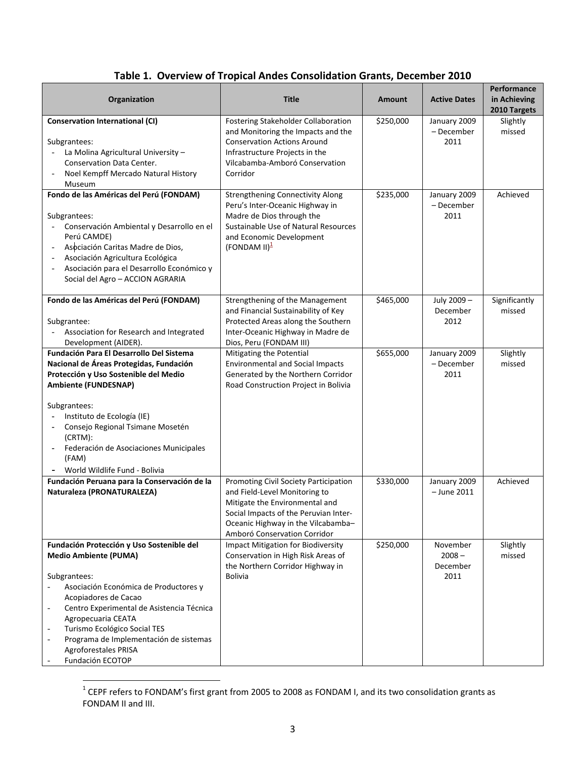## Table 1. Overview of Tropical Andes Consolidation Grants, December 2010

| Organization | Title | Amount | Active Dates | Performance in Achieving 2010 Targets |
|---|---|---|---|---|
| **Conservation International (CI)**<br><br>Subgrantees:<br>- La Molina Agricultural University – Conservation Data Center.<br>- Noel Kempff Mercado Natural History Museum | Fostering Stakeholder Collaboration and Monitoring the Impacts and the Conservation Actions Around Infrastructure Projects in the Vilcabamba-Amboró Conservation Corridor | $250,000 | January 2009 – December 2011 | Slightly missed |
| **Fondo de las Américas del Perú (FONDAM)**<br><br>Subgrantees:<br>- Conservación Ambiental y Desarrollo en el Perú CAMDE)<br>- Asociación Caritas Madre de Dios,<br>- Asociación Agricultura Ecológica<br>- Asociación para el Desarrollo Económico y Social del Agro – ACCION AGRARIA | Strengthening Connectivity Along Peru's Inter-Oceanic Highway in Madre de Dios through the Sustainable Use of Natural Resources and Economic Development (FONDAM II)[1] | $235,000 | January 2009 – December 2011 | Achieved |
| **Fondo de las Américas del Perú (FONDAM)**<br><br>Subgrantee:<br>- Association for Research and Integrated Development (AIDER). | Strengthening of the Management and Financial Sustainability of Key Protected Areas along the Southern Inter-Oceanic Highway in Madre de Dios, Peru (FONDAM III) | $465,000 | July 2009 – December 2012 | Significantly missed |
| **Fundación Para El Desarrollo Del Sistema Nacional de Áreas Protegidas, Fundación Protección y Uso Sostenible del Medio Ambiente (FUNDESNAP)**<br><br>Subgrantees:<br>- Instituto de Ecología (IE)<br>- Consejo Regional Tsimane Mosetén (CRTM):<br>- Federación de Asociaciones Municipales (FAM)<br>- World Wildlife Fund - Bolivia | Mitigating the Potential Environmental and Social Impacts Generated by the Northern Corridor Road Construction Project in Bolivia | $655,000 | January 2009 – December 2011 | Slightly missed |
| **Fundación Peruana para la Conservación de la Naturaleza (PRONATURALEZA)** | Promoting Civil Society Participation and Field-Level Monitoring to Mitigate the Environmental and Social Impacts of the Peruvian Inter-Oceanic Highway in the Vilcabamba–Amboró Conservation Corridor | $330,000 | January 2009 – June 2011 | Achieved |
| **Fundación Protección y Uso Sostenible del Medio Ambiente (PUMA)**<br><br>Subgrantees:<br>- Asociación Económica de Productores y Acopiadores de Cacao<br>- Centro Experimental de Asistencia Técnica Agropecuaria CEATA<br>- Turismo Ecológico Social TES<br>- Programa de Implementación de sistemas Agroforestales PRISA<br>- Fundación ECOTOP | Impact Mitigation for Biodiversity Conservation in High Risk Areas of the Northern Corridor Highway in Bolivia | $250,000 | November 2008 – December 2011 | Slightly missed |

[1] CEPF refers to FONDAM's first grant from 2005 to 2008 as FONDAM I, and its two consolidation grants as FONDAM II and III.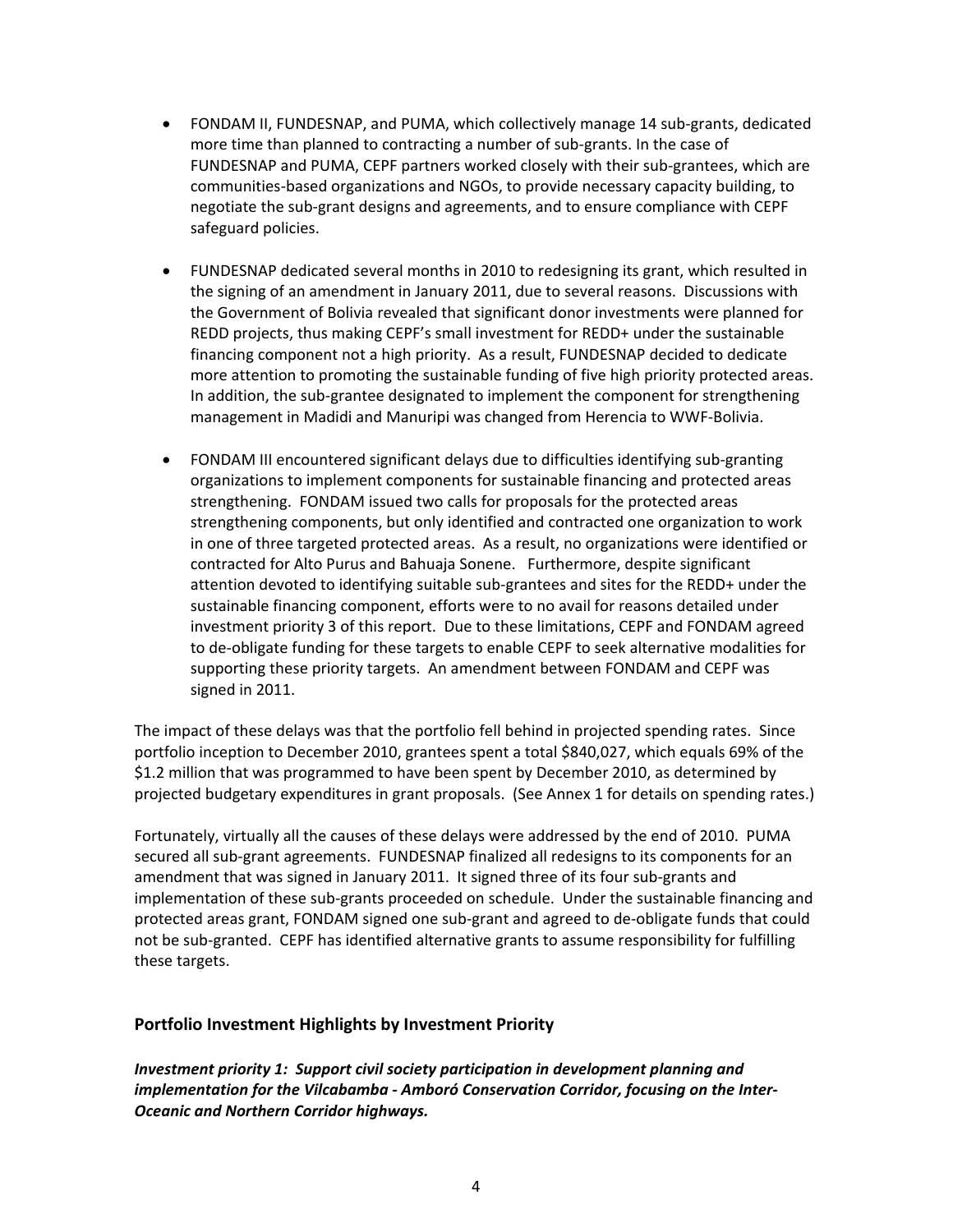- FONDAM II, FUNDESNAP, and PUMA, which collectively manage 14 sub-grants, dedicated more time than planned to contracting a number of sub-grants. In the case of FUNDESNAP and PUMA, CEPF partners worked closely with their sub-grantees, which are communities-based organizations and NGOs, to provide necessary capacity building, to negotiate the sub-grant designs and agreements, and to ensure compliance with CEPF safeguard policies.

- FUNDESNAP dedicated several months in 2010 to redesigning its grant, which resulted in the signing of an amendment in January 2011, due to several reasons. Discussions with the Government of Bolivia revealed that significant donor investments were planned for REDD projects, thus making CEPF's small investment for REDD+ under the sustainable financing component not a high priority. As a result, FUNDESNAP decided to dedicate more attention to promoting the sustainable funding of five high priority protected areas. In addition, the sub-grantee designated to implement the component for strengthening management in Madidi and Manuripi was changed from Herencia to WWF-Bolivia.

- FONDAM III encountered significant delays due to difficulties identifying sub-granting organizations to implement components for sustainable financing and protected areas strengthening. FONDAM issued two calls for proposals for the protected areas strengthening components, but only identified and contracted one organization to work in one of three targeted protected areas. As a result, no organizations were identified or contracted for Alto Purus and Bahuaja Sonene. Furthermore, despite significant attention devoted to identifying suitable sub-grantees and sites for the REDD+ under the sustainable financing component, efforts were to no avail for reasons detailed under investment priority 3 of this report. Due to these limitations, CEPF and FONDAM agreed to de-obligate funding for these targets to enable CEPF to seek alternative modalities for supporting these priority targets. An amendment between FONDAM and CEPF was signed in 2011.

The impact of these delays was that the portfolio fell behind in projected spending rates. Since portfolio inception to December 2010, grantees spent a total $840,027, which equals 69% of the $1.2 million that was programmed to have been spent by December 2010, as determined by projected budgetary expenditures in grant proposals. (See Annex 1 for details on spending rates.)

Fortunately, virtually all the causes of these delays were addressed by the end of 2010. PUMA secured all sub-grant agreements. FUNDESNAP finalized all redesigns to its components for an amendment that was signed in January 2011. It signed three of its four sub-grants and implementation of these sub-grants proceeded on schedule. Under the sustainable financing and protected areas grant, FONDAM signed one sub-grant and agreed to de-obligate funds that could not be sub-granted. CEPF has identified alternative grants to assume responsibility for fulfilling these targets.

## Portfolio Investment Highlights by Investment Priority

***Investment priority 1: Support civil society participation in development planning and implementation for the Vilcabamba - Amboró Conservation Corridor, focusing on the Inter-Oceanic and Northern Corridor highways.***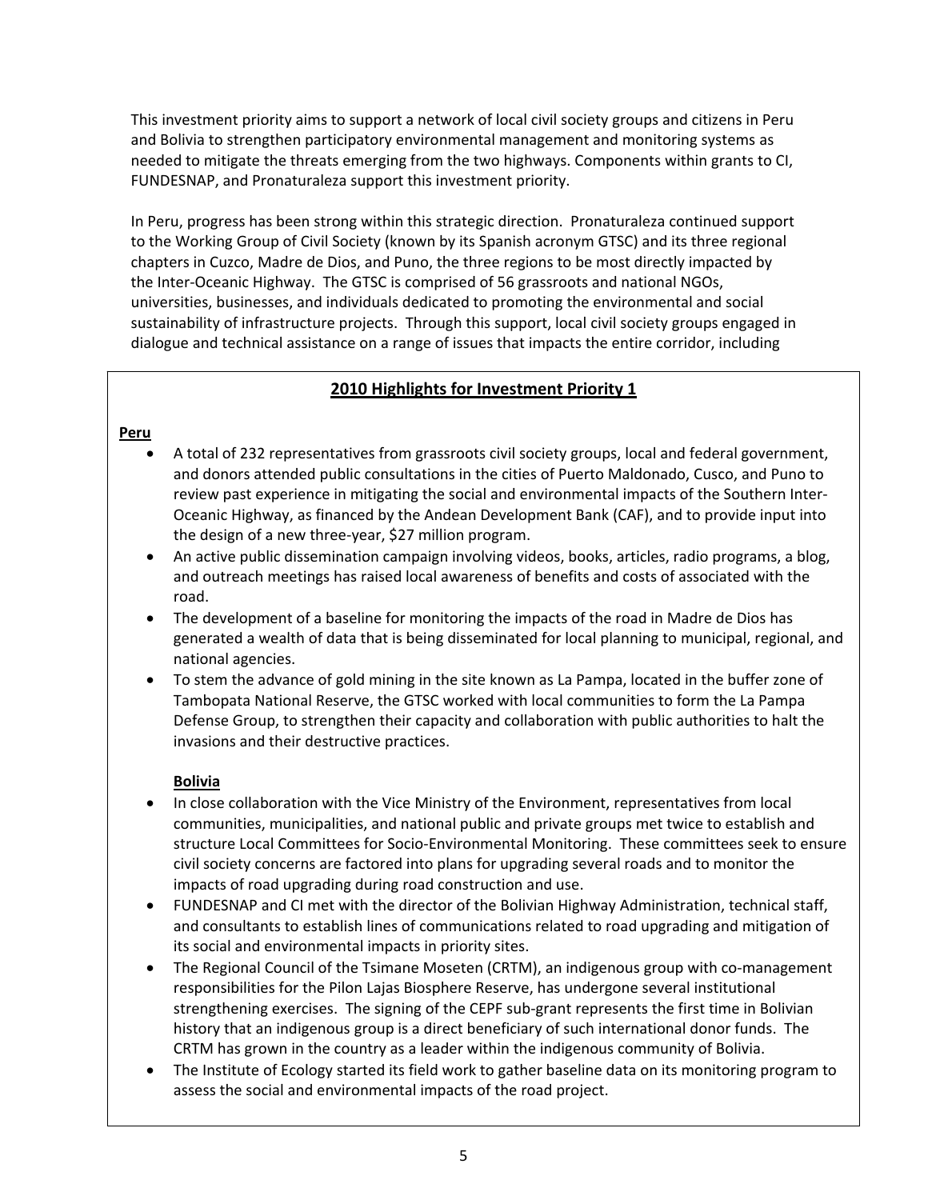This investment priority aims to support a network of local civil society groups and citizens in Peru and Bolivia to strengthen participatory environmental management and monitoring systems as needed to mitigate the threats emerging from the two highways. Components within grants to CI, FUNDESNAP, and Pronaturaleza support this investment priority.

In Peru, progress has been strong within this strategic direction. Pronaturaleza continued support to the Working Group of Civil Society (known by its Spanish acronym GTSC) and its three regional chapters in Cuzco, Madre de Dios, and Puno, the three regions to be most directly impacted by the Inter-Oceanic Highway. The GTSC is comprised of 56 grassroots and national NGOs, universities, businesses, and individuals dedicated to promoting the environmental and social sustainability of infrastructure projects. Through this support, local civil society groups engaged in dialogue and technical assistance on a range of issues that impacts the entire corridor, including

## 2010 Highlights for Investment Priority 1

**Peru**

- A total of 232 representatives from grassroots civil society groups, local and federal government, and donors attended public consultations in the cities of Puerto Maldonado, Cusco, and Puno to review past experience in mitigating the social and environmental impacts of the Southern Inter-Oceanic Highway, as financed by the Andean Development Bank (CAF), and to provide input into the design of a new three-year, $27 million program.
- An active public dissemination campaign involving videos, books, articles, radio programs, a blog, and outreach meetings has raised local awareness of benefits and costs of associated with the road.
- The development of a baseline for monitoring the impacts of the road in Madre de Dios has generated a wealth of data that is being disseminated for local planning to municipal, regional, and national agencies.
- To stem the advance of gold mining in the site known as La Pampa, located in the buffer zone of Tambopata National Reserve, the GTSC worked with local communities to form the La Pampa Defense Group, to strengthen their capacity and collaboration with public authorities to halt the invasions and their destructive practices.

**Bolivia**

- In close collaboration with the Vice Ministry of the Environment, representatives from local communities, municipalities, and national public and private groups met twice to establish and structure Local Committees for Socio-Environmental Monitoring. These committees seek to ensure civil society concerns are factored into plans for upgrading several roads and to monitor the impacts of road upgrading during road construction and use.
- FUNDESNAP and CI met with the director of the Bolivian Highway Administration, technical staff, and consultants to establish lines of communications related to road upgrading and mitigation of its social and environmental impacts in priority sites.
- The Regional Council of the Tsimane Moseten (CRTM), an indigenous group with co-management responsibilities for the Pilon Lajas Biosphere Reserve, has undergone several institutional strengthening exercises. The signing of the CEPF sub-grant represents the first time in Bolivian history that an indigenous group is a direct beneficiary of such international donor funds. The CRTM has grown in the country as a leader within the indigenous community of Bolivia.
- The Institute of Ecology started its field work to gather baseline data on its monitoring program to assess the social and environmental impacts of the road project.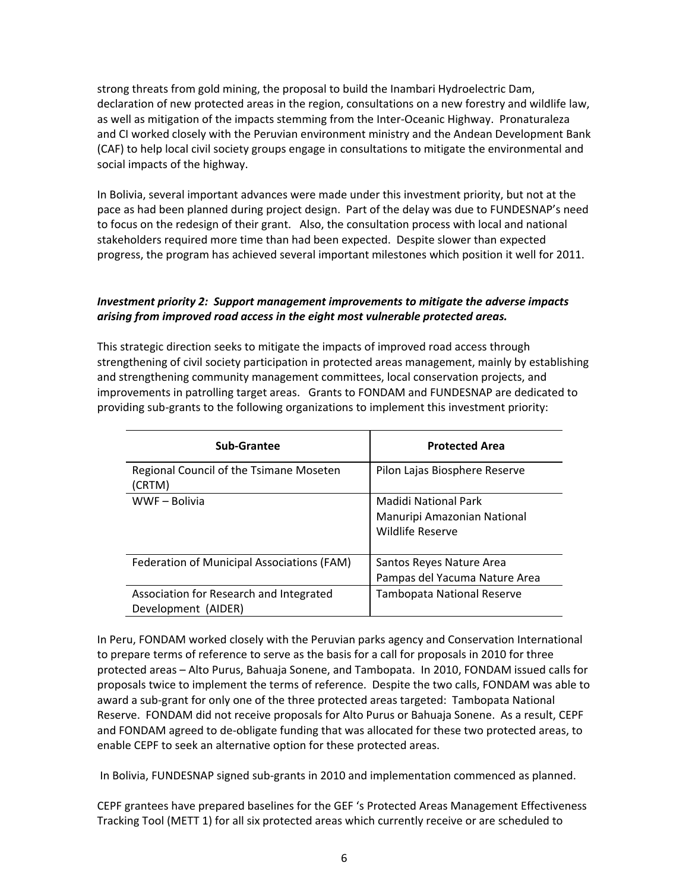strong threats from gold mining, the proposal to build the Inambari Hydroelectric Dam, declaration of new protected areas in the region, consultations on a new forestry and wildlife law, as well as mitigation of the impacts stemming from the Inter-Oceanic Highway. Pronaturaleza and CI worked closely with the Peruvian environment ministry and the Andean Development Bank (CAF) to help local civil society groups engage in consultations to mitigate the environmental and social impacts of the highway.

In Bolivia, several important advances were made under this investment priority, but not at the pace as had been planned during project design. Part of the delay was due to FUNDESNAP's need to focus on the redesign of their grant. Also, the consultation process with local and national stakeholders required more time than had been expected. Despite slower than expected progress, the program has achieved several important milestones which position it well for 2011.

***Investment priority 2: Support management improvements to mitigate the adverse impacts arising from improved road access in the eight most vulnerable protected areas.***

This strategic direction seeks to mitigate the impacts of improved road access through strengthening of civil society participation in protected areas management, mainly by establishing and strengthening community management committees, local conservation projects, and improvements in patrolling target areas. Grants to FONDAM and FUNDESNAP are dedicated to providing sub-grants to the following organizations to implement this investment priority:

| Sub-Grantee | Protected Area |
|---|---|
| Regional Council of the Tsimane Moseten (CRTM) | Pilon Lajas Biosphere Reserve |
| WWF – Bolivia | Madidi National Park<br>Manuripi Amazonian National Wildlife Reserve |
| Federation of Municipal Associations (FAM) | Santos Reyes Nature Area<br>Pampas del Yacuma Nature Area |
| Association for Research and Integrated Development (AIDER) | Tambopata National Reserve |

In Peru, FONDAM worked closely with the Peruvian parks agency and Conservation International to prepare terms of reference to serve as the basis for a call for proposals in 2010 for three protected areas – Alto Purus, Bahuaja Sonene, and Tambopata. In 2010, FONDAM issued calls for proposals twice to implement the terms of reference. Despite the two calls, FONDAM was able to award a sub-grant for only one of the three protected areas targeted: Tambopata National Reserve. FONDAM did not receive proposals for Alto Purus or Bahuaja Sonene. As a result, CEPF and FONDAM agreed to de-obligate funding that was allocated for these two protected areas, to enable CEPF to seek an alternative option for these protected areas.

In Bolivia, FUNDESNAP signed sub-grants in 2010 and implementation commenced as planned.

CEPF grantees have prepared baselines for the GEF 's Protected Areas Management Effectiveness Tracking Tool (METT 1) for all six protected areas which currently receive or are scheduled to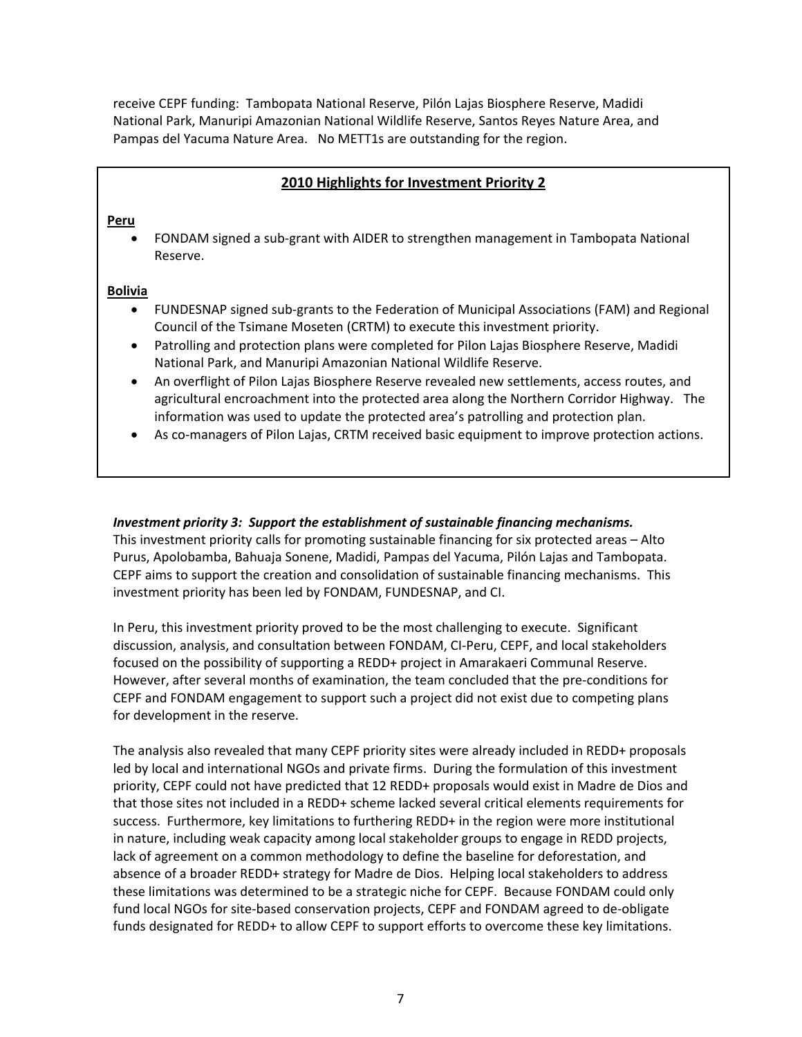receive CEPF funding: Tambopata National Reserve, Pilón Lajas Biosphere Reserve, Madidi National Park, Manuripi Amazonian National Wildlife Reserve, Santos Reyes Nature Area, and Pampas del Yacuma Nature Area. No METT1s are outstanding for the region.

## 2010 Highlights for Investment Priority 2

**Peru**

- FONDAM signed a sub-grant with AIDER to strengthen management in Tambopata National Reserve.

**Bolivia**

- FUNDESNAP signed sub-grants to the Federation of Municipal Associations (FAM) and Regional Council of the Tsimane Moseten (CRTM) to execute this investment priority.
- Patrolling and protection plans were completed for Pilon Lajas Biosphere Reserve, Madidi National Park, and Manuripi Amazonian National Wildlife Reserve.
- An overflight of Pilon Lajas Biosphere Reserve revealed new settlements, access routes, and agricultural encroachment into the protected area along the Northern Corridor Highway. The information was used to update the protected area's patrolling and protection plan.
- As co-managers of Pilon Lajas, CRTM received basic equipment to improve protection actions.

***Investment priority 3: Support the establishment of sustainable financing mechanisms.***
This investment priority calls for promoting sustainable financing for six protected areas – Alto Purus, Apolobamba, Bahuaja Sonene, Madidi, Pampas del Yacuma, Pilón Lajas and Tambopata. CEPF aims to support the creation and consolidation of sustainable financing mechanisms. This investment priority has been led by FONDAM, FUNDESNAP, and CI.

In Peru, this investment priority proved to be the most challenging to execute. Significant discussion, analysis, and consultation between FONDAM, CI-Peru, CEPF, and local stakeholders focused on the possibility of supporting a REDD+ project in Amarakaeri Communal Reserve. However, after several months of examination, the team concluded that the pre-conditions for CEPF and FONDAM engagement to support such a project did not exist due to competing plans for development in the reserve.

The analysis also revealed that many CEPF priority sites were already included in REDD+ proposals led by local and international NGOs and private firms. During the formulation of this investment priority, CEPF could not have predicted that 12 REDD+ proposals would exist in Madre de Dios and that those sites not included in a REDD+ scheme lacked several critical elements requirements for success. Furthermore, key limitations to furthering REDD+ in the region were more institutional in nature, including weak capacity among local stakeholder groups to engage in REDD projects, lack of agreement on a common methodology to define the baseline for deforestation, and absence of a broader REDD+ strategy for Madre de Dios. Helping local stakeholders to address these limitations was determined to be a strategic niche for CEPF. Because FONDAM could only fund local NGOs for site-based conservation projects, CEPF and FONDAM agreed to de-obligate funds designated for REDD+ to allow CEPF to support efforts to overcome these key limitations.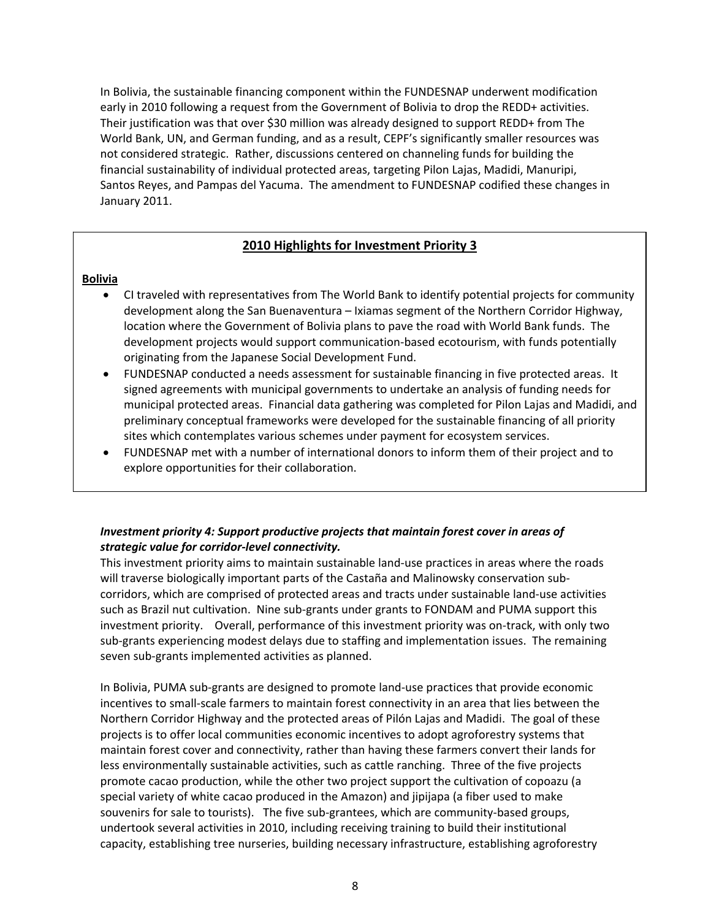In Bolivia, the sustainable financing component within the FUNDESNAP underwent modification early in 2010 following a request from the Government of Bolivia to drop the REDD+ activities. Their justification was that over $30 million was already designed to support REDD+ from The World Bank, UN, and German funding, and as a result, CEPF's significantly smaller resources was not considered strategic. Rather, discussions centered on channeling funds for building the financial sustainability of individual protected areas, targeting Pilon Lajas, Madidi, Manuripi, Santos Reyes, and Pampas del Yacuma. The amendment to FUNDESNAP codified these changes in January 2011.

## 2010 Highlights for Investment Priority 3

**Bolivia**

- CI traveled with representatives from The World Bank to identify potential projects for community development along the San Buenaventura – Ixiamas segment of the Northern Corridor Highway, location where the Government of Bolivia plans to pave the road with World Bank funds. The development projects would support communication-based ecotourism, with funds potentially originating from the Japanese Social Development Fund.
- FUNDESNAP conducted a needs assessment for sustainable financing in five protected areas. It signed agreements with municipal governments to undertake an analysis of funding needs for municipal protected areas. Financial data gathering was completed for Pilon Lajas and Madidi, and preliminary conceptual frameworks were developed for the sustainable financing of all priority sites which contemplates various schemes under payment for ecosystem services.
- FUNDESNAP met with a number of international donors to inform them of their project and to explore opportunities for their collaboration.

***Investment priority 4: Support productive projects that maintain forest cover in areas of strategic value for corridor-level connectivity.***

This investment priority aims to maintain sustainable land-use practices in areas where the roads will traverse biologically important parts of the Castaña and Malinowsky conservation sub-corridors, which are comprised of protected areas and tracts under sustainable land-use activities such as Brazil nut cultivation. Nine sub-grants under grants to FONDAM and PUMA support this investment priority. Overall, performance of this investment priority was on-track, with only two sub-grants experiencing modest delays due to staffing and implementation issues. The remaining seven sub-grants implemented activities as planned.

In Bolivia, PUMA sub-grants are designed to promote land-use practices that provide economic incentives to small-scale farmers to maintain forest connectivity in an area that lies between the Northern Corridor Highway and the protected areas of Pilón Lajas and Madidi. The goal of these projects is to offer local communities economic incentives to adopt agroforestry systems that maintain forest cover and connectivity, rather than having these farmers convert their lands for less environmentally sustainable activities, such as cattle ranching. Three of the five projects promote cacao production, while the other two project support the cultivation of copoazu (a special variety of white cacao produced in the Amazon) and jipijapa (a fiber used to make souvenirs for sale to tourists). The five sub-grantees, which are community-based groups, undertook several activities in 2010, including receiving training to build their institutional capacity, establishing tree nurseries, building necessary infrastructure, establishing agroforestry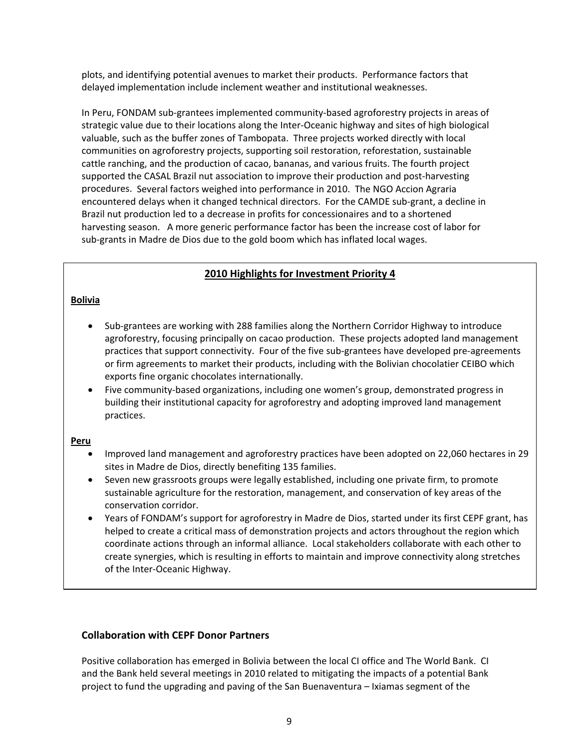plots, and identifying potential avenues to market their products. Performance factors that delayed implementation include inclement weather and institutional weaknesses.

In Peru, FONDAM sub-grantees implemented community-based agroforestry projects in areas of strategic value due to their locations along the Inter-Oceanic highway and sites of high biological valuable, such as the buffer zones of Tambopata. Three projects worked directly with local communities on agroforestry projects, supporting soil restoration, reforestation, sustainable cattle ranching, and the production of cacao, bananas, and various fruits. The fourth project supported the CASAL Brazil nut association to improve their production and post-harvesting procedures. Several factors weighed into performance in 2010. The NGO Accion Agraria encountered delays when it changed technical directors. For the CAMDE sub-grant, a decline in Brazil nut production led to a decrease in profits for concessionaires and to a shortened harvesting season. A more generic performance factor has been the increase cost of labor for sub-grants in Madre de Dios due to the gold boom which has inflated local wages.

## 2010 Highlights for Investment Priority 4

**Bolivia**

- Sub-grantees are working with 288 families along the Northern Corridor Highway to introduce agroforestry, focusing principally on cacao production. These projects adopted land management practices that support connectivity. Four of the five sub-grantees have developed pre-agreements or firm agreements to market their products, including with the Bolivian chocolatier CEIBO which exports fine organic chocolates internationally.
- Five community-based organizations, including one women's group, demonstrated progress in building their institutional capacity for agroforestry and adopting improved land management practices.

**Peru**

- Improved land management and agroforestry practices have been adopted on 22,060 hectares in 29 sites in Madre de Dios, directly benefiting 135 families.
- Seven new grassroots groups were legally established, including one private firm, to promote sustainable agriculture for the restoration, management, and conservation of key areas of the conservation corridor.
- Years of FONDAM's support for agroforestry in Madre de Dios, started under its first CEPF grant, has helped to create a critical mass of demonstration projects and actors throughout the region which coordinate actions through an informal alliance. Local stakeholders collaborate with each other to create synergies, which is resulting in efforts to maintain and improve connectivity along stretches of the Inter-Oceanic Highway.

## Collaboration with CEPF Donor Partners

Positive collaboration has emerged in Bolivia between the local CI office and The World Bank. CI and the Bank held several meetings in 2010 related to mitigating the impacts of a potential Bank project to fund the upgrading and paving of the San Buenaventura – Ixiamas segment of the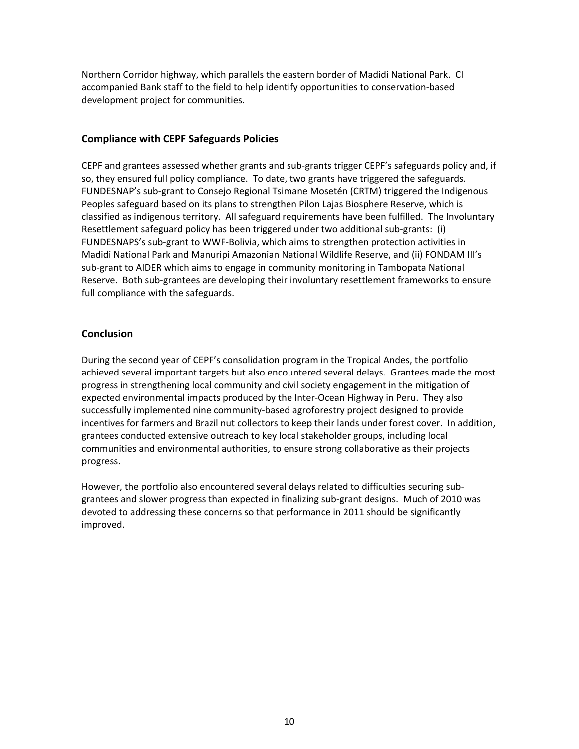Northern Corridor highway, which parallels the eastern border of Madidi National Park. CI accompanied Bank staff to the field to help identify opportunities to conservation-based development project for communities.

## Compliance with CEPF Safeguards Policies

CEPF and grantees assessed whether grants and sub-grants trigger CEPF's safeguards policy and, if so, they ensured full policy compliance. To date, two grants have triggered the safeguards. FUNDESNAP's sub-grant to Consejo Regional Tsimane Mosetén (CRTM) triggered the Indigenous Peoples safeguard based on its plans to strengthen Pilon Lajas Biosphere Reserve, which is classified as indigenous territory. All safeguard requirements have been fulfilled. The Involuntary Resettlement safeguard policy has been triggered under two additional sub-grants: (i) FUNDESNAPS's sub-grant to WWF-Bolivia, which aims to strengthen protection activities in Madidi National Park and Manuripi Amazonian National Wildlife Reserve, and (ii) FONDAM III's sub-grant to AIDER which aims to engage in community monitoring in Tambopata National Reserve. Both sub-grantees are developing their involuntary resettlement frameworks to ensure full compliance with the safeguards.

## Conclusion

During the second year of CEPF's consolidation program in the Tropical Andes, the portfolio achieved several important targets but also encountered several delays. Grantees made the most progress in strengthening local community and civil society engagement in the mitigation of expected environmental impacts produced by the Inter-Ocean Highway in Peru. They also successfully implemented nine community-based agroforestry project designed to provide incentives for farmers and Brazil nut collectors to keep their lands under forest cover. In addition, grantees conducted extensive outreach to key local stakeholder groups, including local communities and environmental authorities, to ensure strong collaborative as their projects progress.

However, the portfolio also encountered several delays related to difficulties securing sub-grantees and slower progress than expected in finalizing sub-grant designs. Much of 2010 was devoted to addressing these concerns so that performance in 2011 should be significantly improved.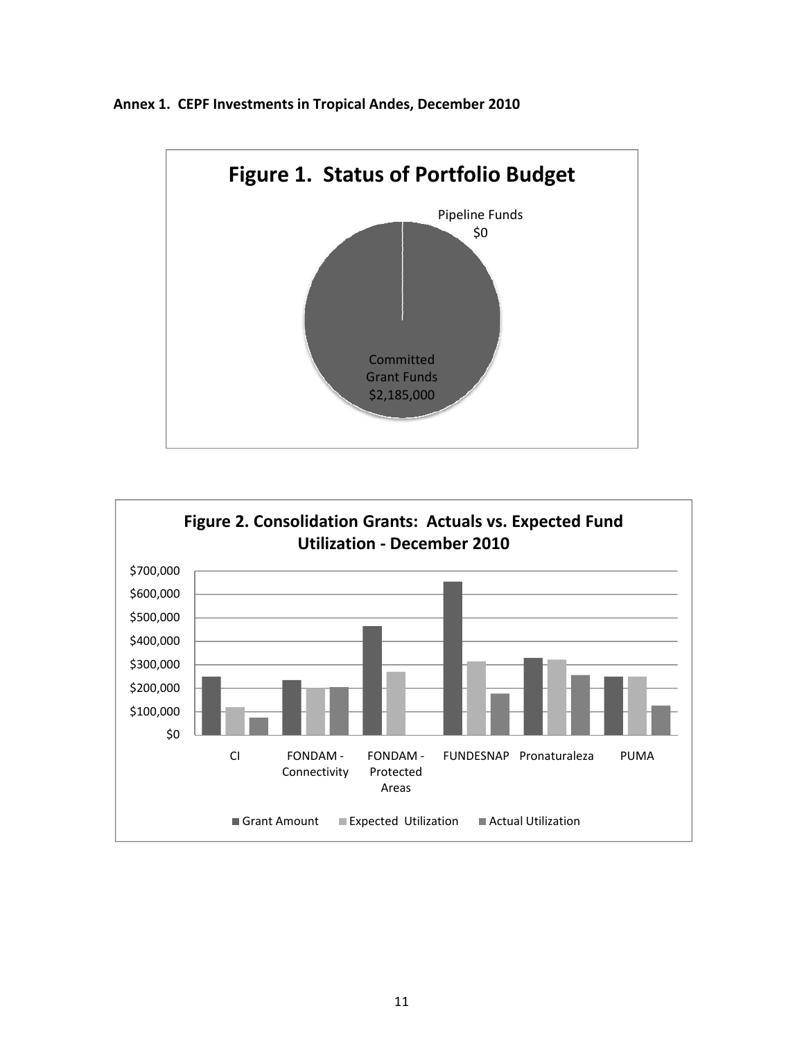**Annex 1. CEPF Investments in Tropical Andes, December 2010**

**Figure 1. Status of Portfolio Budget**

Pipeline Funds
$0

Committed
Grant Funds
$2,185,000

**Figure 2. Consolidation Grants: Actuals vs. Expected Fund Utilization - December 2010**

$700,000
$600,000
$500,000
$400,000
$300,000
$200,000
$100,000
$0

CI | FONDAM - Connectivity | FONDAM - Protected Areas | FUNDESNAP | Pronaturaleza | PUMA

Grant Amount | Expected Utilization | Actual Utilization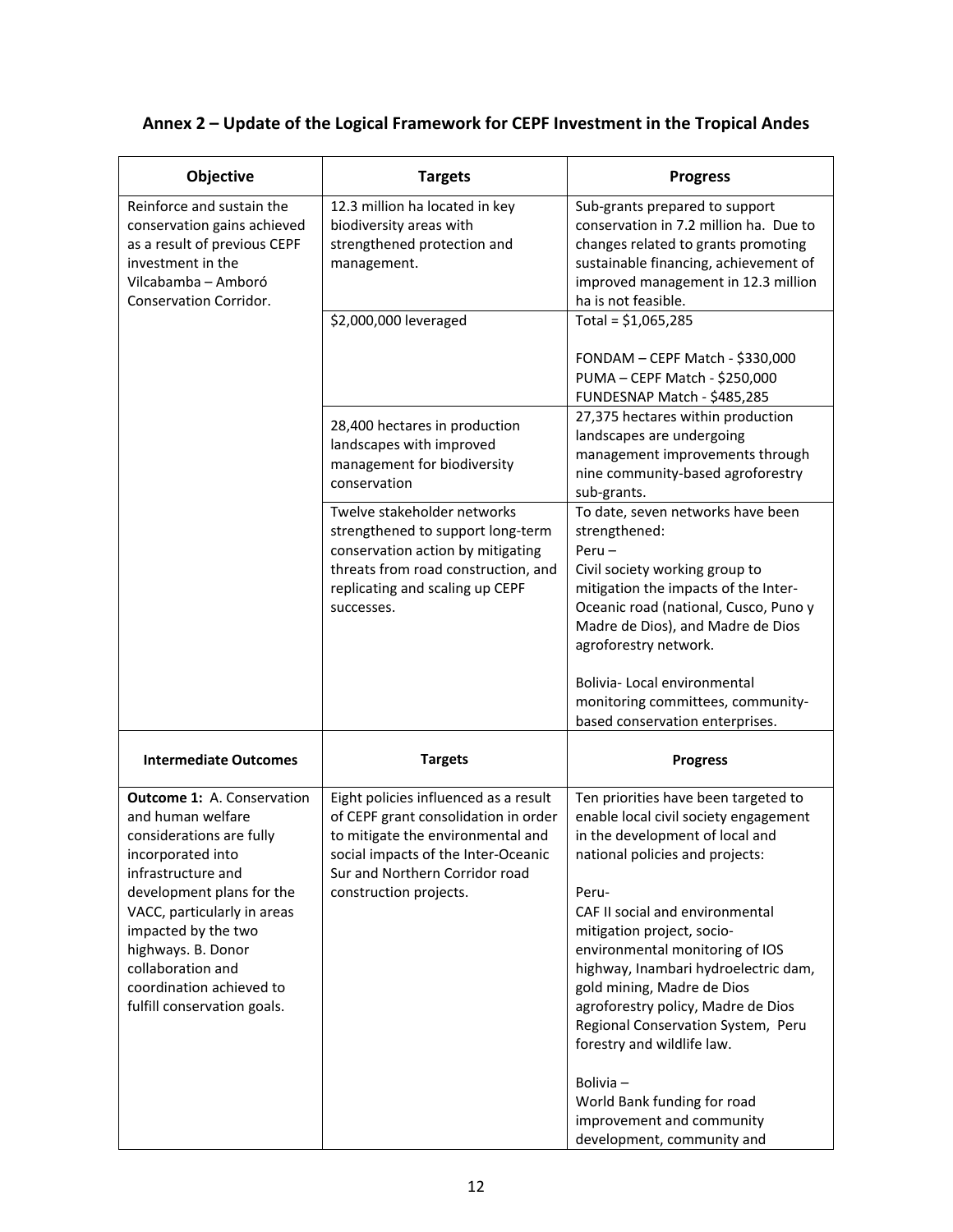## Annex 2 – Update of the Logical Framework for CEPF Investment in the Tropical Andes

| Objective | Targets | Progress |
|---|---|---|
| Reinforce and sustain the conservation gains achieved as a result of previous CEPF investment in the Vilcabamba – Amboró Conservation Corridor. | 12.3 million ha located in key biodiversity areas with strengthened protection and management. | Sub-grants prepared to support conservation in 7.2 million ha. Due to changes related to grants promoting sustainable financing, achievement of improved management in 12.3 million ha is not feasible. |
| | $2,000,000 leveraged | Total = $1,065,285<br><br>FONDAM – CEPF Match - $330,000<br>PUMA – CEPF Match - $250,000<br>FUNDESNAP Match - $485,285 |
| | 28,400 hectares in production landscapes with improved management for biodiversity conservation | 27,375 hectares within production landscapes are undergoing management improvements through nine community-based agroforestry sub-grants. |
| | Twelve stakeholder networks strengthened to support long-term conservation action by mitigating threats from road construction, and replicating and scaling up CEPF successes. | To date, seven networks have been strengthened:<br>Peru –<br>Civil society working group to mitigation the impacts of the Inter-Oceanic road (national, Cusco, Puno y Madre de Dios), and Madre de Dios agroforestry network.<br><br>Bolivia- Local environmental monitoring committees, community-based conservation enterprises. |
| **Intermediate Outcomes** | **Targets** | **Progress** |
| **Outcome 1:** A. Conservation and human welfare considerations are fully incorporated into infrastructure and development plans for the VACC, particularly in areas impacted by the two highways. B. Donor collaboration and coordination achieved to fulfill conservation goals. | Eight policies influenced as a result of CEPF grant consolidation in order to mitigate the environmental and social impacts of the Inter-Oceanic Sur and Northern Corridor road construction projects. | Ten priorities have been targeted to enable local civil society engagement in the development of local and national policies and projects:<br><br>Peru-<br>CAF II social and environmental mitigation project, socio-environmental monitoring of IOS highway, Inambari hydroelectric dam, gold mining, Madre de Dios agroforestry policy, Madre de Dios Regional Conservation System, Peru forestry and wildlife law.<br><br>Bolivia –<br>World Bank funding for road improvement and community development, community and |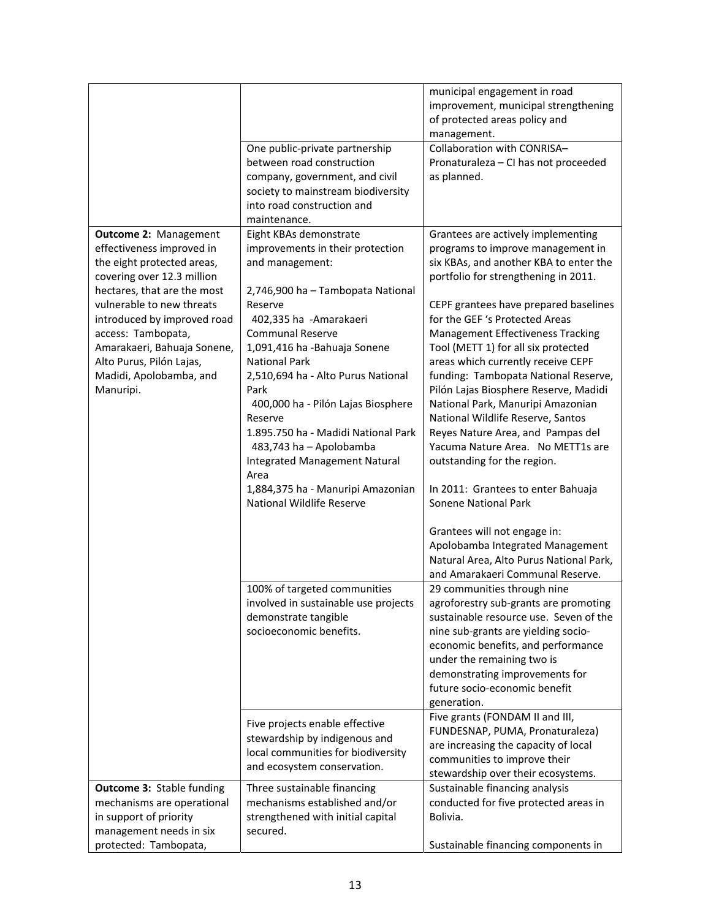| | | |
|---|---|---|
| | | municipal engagement in road improvement, municipal strengthening of protected areas policy and management. |
| | One public-private partnership between road construction company, government, and civil society to mainstream biodiversity into road construction and maintenance. | Collaboration with CONRISA– Pronaturaleza – CI has not proceeded as planned. |
| **Outcome 2:** Management effectiveness improved in the eight protected areas, covering over 12.3 million hectares, that are the most vulnerable to new threats introduced by improved road access: Tambopata, Amarakaeri, Bahuaja Sonene, Alto Purus, Pilón Lajas, Madidi, Apolobamba, and Manuripi. | Eight KBAs demonstrate improvements in their protection and management:<br><br>2,746,900 ha – Tambopata National Reserve<br>402,335 ha -Amarakaeri Communal Reserve<br>1,091,416 ha -Bahuaja Sonene National Park<br>2,510,694 ha - Alto Purus National Park<br>400,000 ha - Pilón Lajas Biosphere Reserve<br>1.895.750 ha - Madidi National Park<br>483,743 ha – Apolobamba Integrated Management Natural Area<br>1,884,375 ha - Manuripi Amazonian National Wildlife Reserve | Grantees are actively implementing programs to improve management in six KBAs, and another KBA to enter the portfolio for strengthening in 2011.<br><br>CEPF grantees have prepared baselines for the GEF 's Protected Areas Management Effectiveness Tracking Tool (METT 1) for all six protected areas which currently receive CEPF funding: Tambopata National Reserve, Pilón Lajas Biosphere Reserve, Madidi National Park, Manuripi Amazonian National Wildlife Reserve, Santos Reyes Nature Area, and Pampas del Yacuma Nature Area. No METT1s are outstanding for the region.<br><br>In 2011: Grantees to enter Bahuaja Sonene National Park<br><br>Grantees will not engage in: Apolobamba Integrated Management Natural Area, Alto Purus National Park, and Amarakaeri Communal Reserve. |
| | 100% of targeted communities involved in sustainable use projects demonstrate tangible socioeconomic benefits. | 29 communities through nine agroforestry sub-grants are promoting sustainable resource use. Seven of the nine sub-grants are yielding socio-economic benefits, and performance under the remaining two is demonstrating improvements for future socio-economic benefit generation. |
| | Five projects enable effective stewardship by indigenous and local communities for biodiversity and ecosystem conservation. | Five grants (FONDAM II and III, FUNDESNAP, PUMA, Pronaturaleza) are increasing the capacity of local communities to improve their stewardship over their ecosystems. |
| **Outcome 3:** Stable funding mechanisms are operational in support of priority management needs in six protected: Tambopata, | Three sustainable financing mechanisms established and/or strengthened with initial capital secured. | Sustainable financing analysis conducted for five protected areas in Bolivia.<br><br>Sustainable financing components in |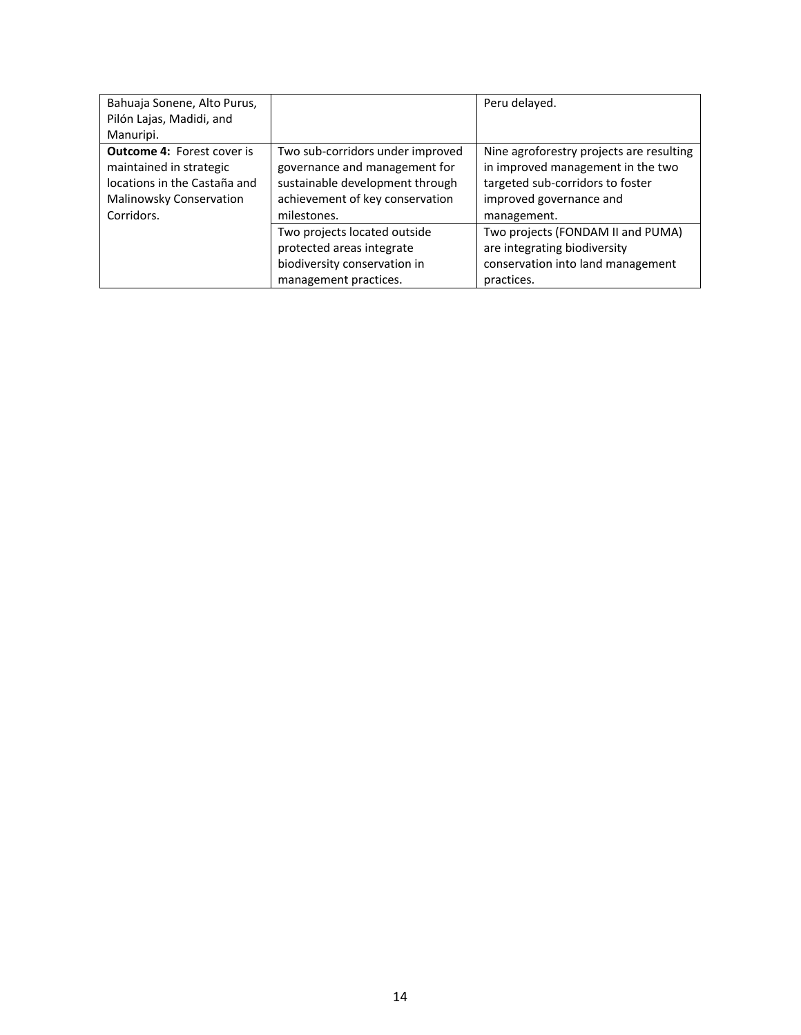| | | |
|---|---|---|
| Bahuaja Sonene, Alto Purus, Pilón Lajas, Madidi, and Manuripi. | | Peru delayed. |
| **Outcome 4:** Forest cover is maintained in strategic locations in the Castaña and Malinowsky Conservation Corridors. | Two sub-corridors under improved governance and management for sustainable development through achievement of key conservation milestones. | Nine agroforestry projects are resulting in improved management in the two targeted sub-corridors to foster improved governance and management. |
| | Two projects located outside protected areas integrate biodiversity conservation in management practices. | Two projects (FONDAM II and PUMA) are integrating biodiversity conservation into land management practices. |